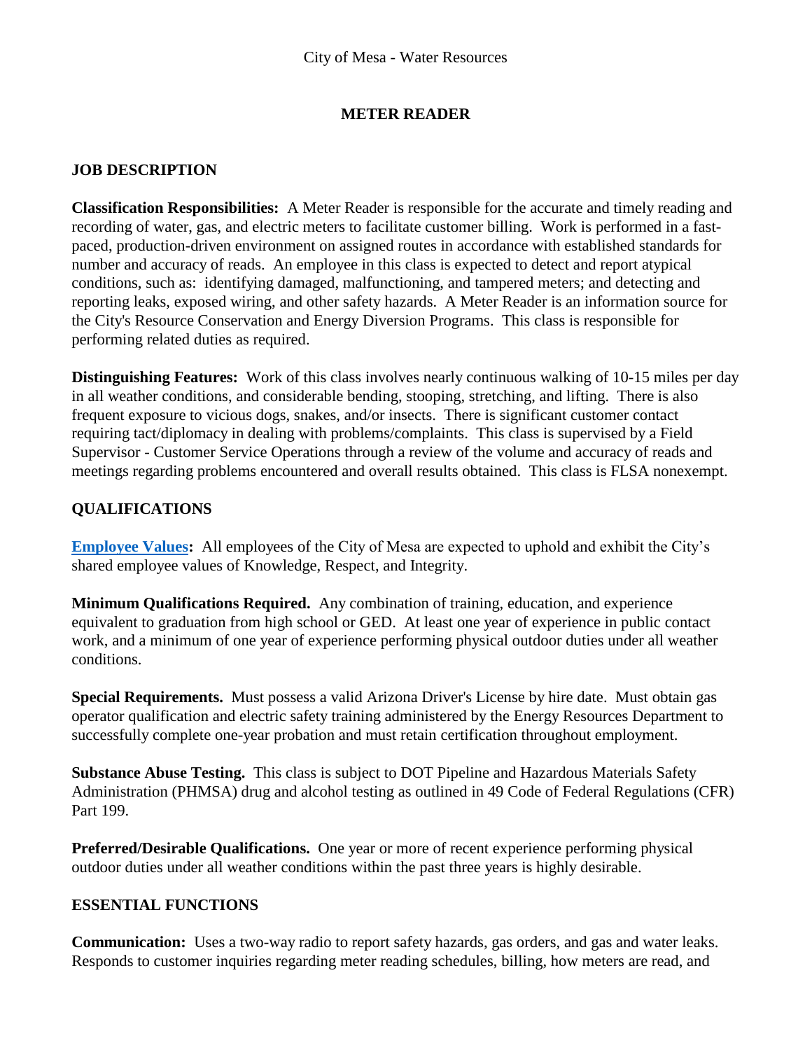City of Mesa - Water Resources

# METER READER

## JOB DESCRIPTION

**Classification Responsibilities:** A Meter Reader is responsible for the accurate and timely reading and recording of water, gas, and electric meters to facilitate customer billing. Work is performed in a fast-paced, production-driven environment on assigned routes in accordance with established standards for number and accuracy of reads. An employee in this class is expected to detect and report atypical conditions, such as: identifying damaged, malfunctioning, and tampered meters; and detecting and reporting leaks, exposed wiring, and other safety hazards. A Meter Reader is an information source for the City's Resource Conservation and Energy Diversion Programs. This class is responsible for performing related duties as required.

**Distinguishing Features:** Work of this class involves nearly continuous walking of 10-15 miles per day in all weather conditions, and considerable bending, stooping, stretching, and lifting. There is also frequent exposure to vicious dogs, snakes, and/or insects. There is significant customer contact requiring tact/diplomacy in dealing with problems/complaints. This class is supervised by a Field Supervisor - Customer Service Operations through a review of the volume and accuracy of reads and meetings regarding problems encountered and overall results obtained. This class is FLSA nonexempt.

## QUALIFICATIONS

**Employee Values:** All employees of the City of Mesa are expected to uphold and exhibit the City's shared employee values of Knowledge, Respect, and Integrity.

**Minimum Qualifications Required.** Any combination of training, education, and experience equivalent to graduation from high school or GED. At least one year of experience in public contact work, and a minimum of one year of experience performing physical outdoor duties under all weather conditions.

**Special Requirements.** Must possess a valid Arizona Driver's License by hire date. Must obtain gas operator qualification and electric safety training administered by the Energy Resources Department to successfully complete one-year probation and must retain certification throughout employment.

**Substance Abuse Testing.** This class is subject to DOT Pipeline and Hazardous Materials Safety Administration (PHMSA) drug and alcohol testing as outlined in 49 Code of Federal Regulations (CFR) Part 199.

**Preferred/Desirable Qualifications.** One year or more of recent experience performing physical outdoor duties under all weather conditions within the past three years is highly desirable.

## ESSENTIAL FUNCTIONS

**Communication:** Uses a two-way radio to report safety hazards, gas orders, and gas and water leaks. Responds to customer inquiries regarding meter reading schedules, billing, how meters are read, and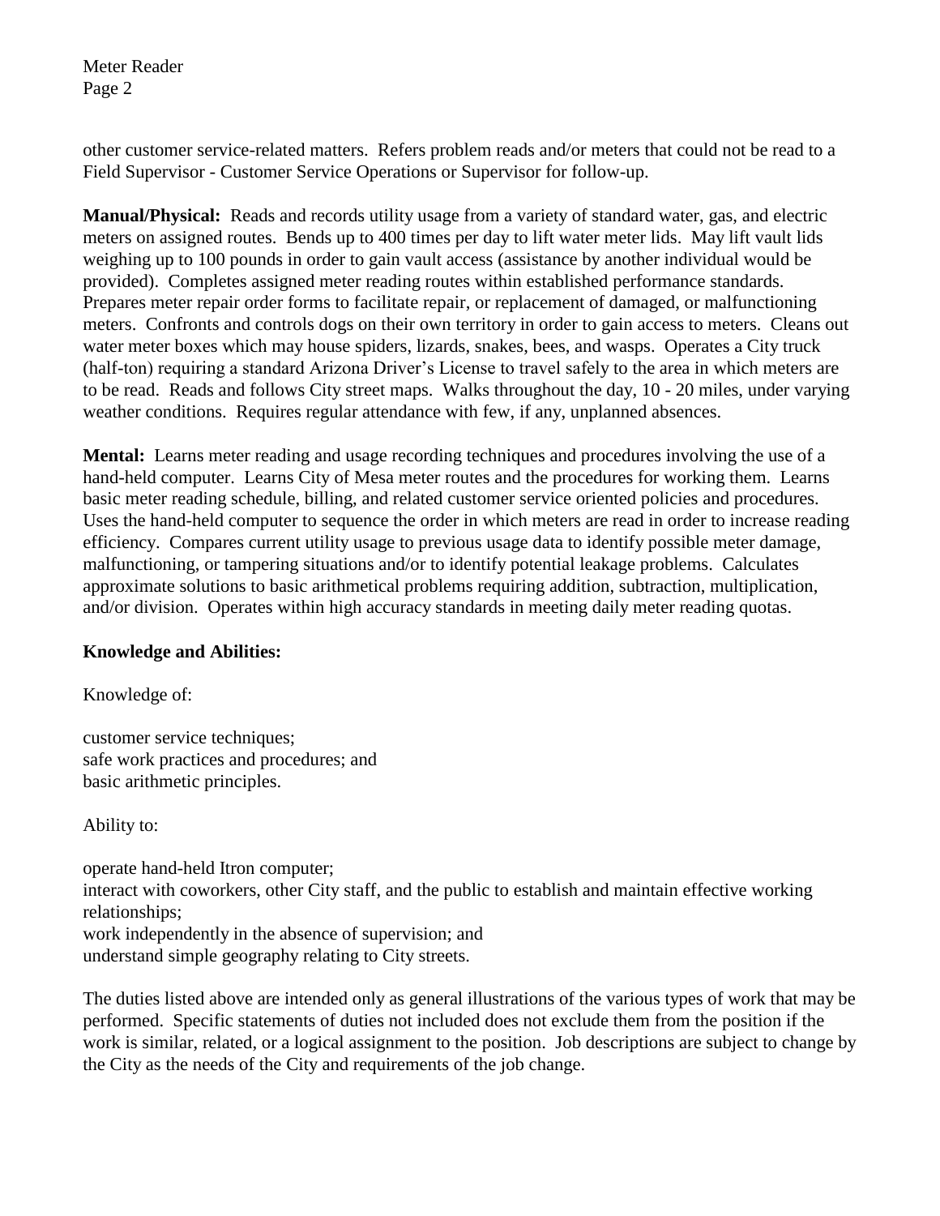other customer service-related matters. Refers problem reads and/or meters that could not be read to a Field Supervisor - Customer Service Operations or Supervisor for follow-up.

**Manual/Physical:** Reads and records utility usage from a variety of standard water, gas, and electric meters on assigned routes. Bends up to 400 times per day to lift water meter lids. May lift vault lids weighing up to 100 pounds in order to gain vault access (assistance by another individual would be provided). Completes assigned meter reading routes within established performance standards. Prepares meter repair order forms to facilitate repair, or replacement of damaged, or malfunctioning meters. Confronts and controls dogs on their own territory in order to gain access to meters. Cleans out water meter boxes which may house spiders, lizards, snakes, bees, and wasps. Operates a City truck (half-ton) requiring a standard Arizona Driver's License to travel safely to the area in which meters are to be read. Reads and follows City street maps. Walks throughout the day, 10 - 20 miles, under varying weather conditions. Requires regular attendance with few, if any, unplanned absences.

**Mental:** Learns meter reading and usage recording techniques and procedures involving the use of a hand-held computer. Learns City of Mesa meter routes and the procedures for working them. Learns basic meter reading schedule, billing, and related customer service oriented policies and procedures. Uses the hand-held computer to sequence the order in which meters are read in order to increase reading efficiency. Compares current utility usage to previous usage data to identify possible meter damage, malfunctioning, or tampering situations and/or to identify potential leakage problems. Calculates approximate solutions to basic arithmetical problems requiring addition, subtraction, multiplication, and/or division. Operates within high accuracy standards in meeting daily meter reading quotas.

**Knowledge and Abilities:**

Knowledge of:

customer service techniques;
safe work practices and procedures; and
basic arithmetic principles.

Ability to:

operate hand-held Itron computer;
interact with coworkers, other City staff, and the public to establish and maintain effective working relationships;
work independently in the absence of supervision; and
understand simple geography relating to City streets.

The duties listed above are intended only as general illustrations of the various types of work that may be performed. Specific statements of duties not included does not exclude them from the position if the work is similar, related, or a logical assignment to the position. Job descriptions are subject to change by the City as the needs of the City and requirements of the job change.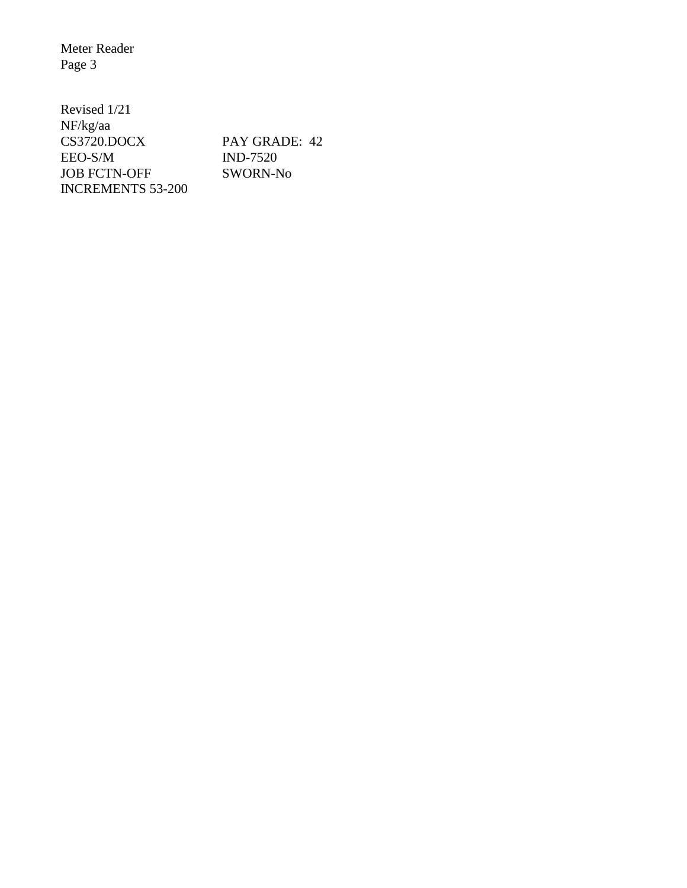Revised 1/21
NF/kg/aa

| | |
|---|---|
| CS3720.DOCX | PAY GRADE: 42 |
| EEO-S/M | IND-7520 |
| JOB FCTN-OFF | SWORN-No |
| INCREMENTS 53-200 | |